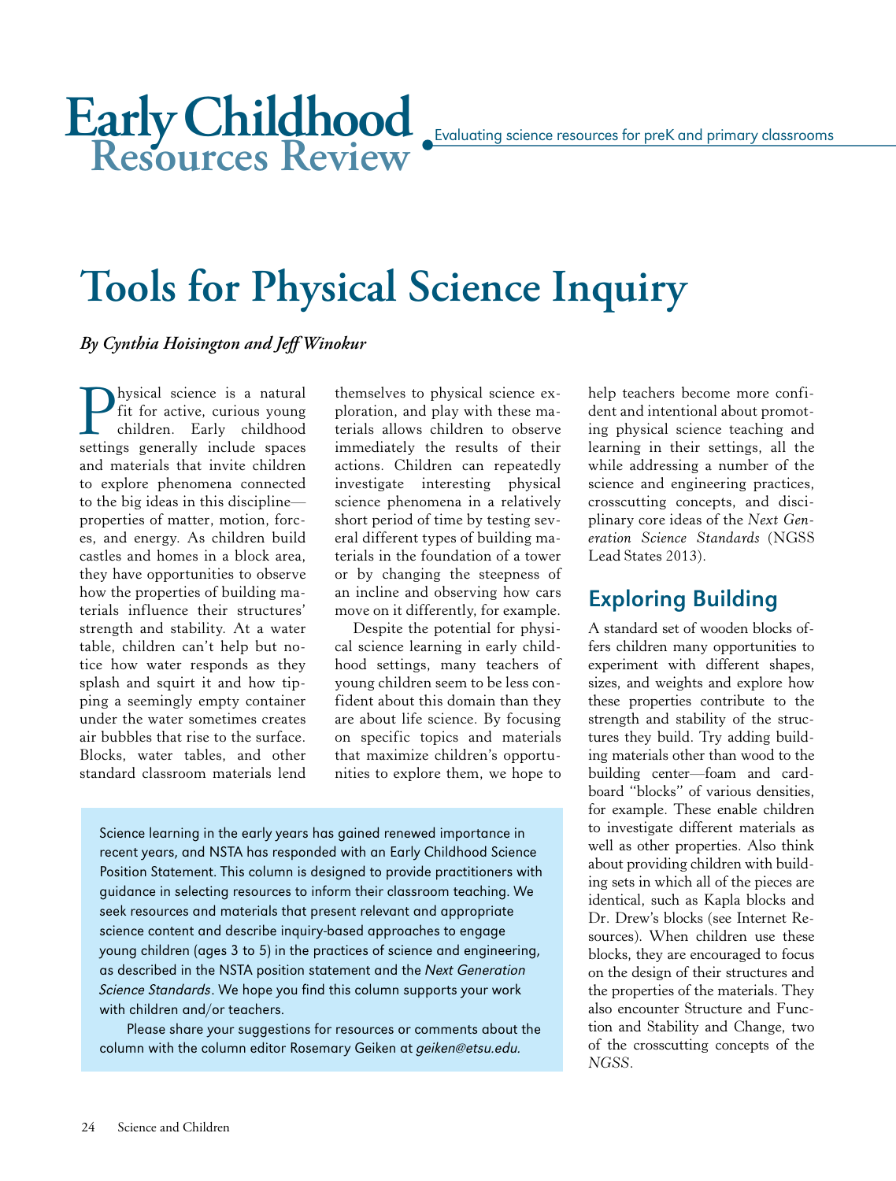# Early Childhood Resources Review

Evaluating science resources for preK and primary classrooms

# Tools for Physical Science Inquiry

***By Cynthia Hoisington and Jeff Winokur***

Physical science is a natural fit for active, curious young children. Early childhood settings generally include spaces and materials that invite children to explore phenomena connected to the big ideas in this discipline—properties of matter, motion, forces, and energy. As children build castles and homes in a block area, they have opportunities to observe how the properties of building materials influence their structures' strength and stability. At a water table, children can't help but notice how water responds as they splash and squirt it and how tipping a seemingly empty container under the water sometimes creates air bubbles that rise to the surface. Blocks, water tables, and other standard classroom materials lend themselves to physical science exploration, and play with these materials allows children to observe immediately the results of their actions. Children can repeatedly investigate interesting physical science phenomena in a relatively short period of time by testing several different types of building materials in the foundation of a tower or by changing the steepness of an incline and observing how cars move on it differently, for example.

Despite the potential for physical science learning in early childhood settings, many teachers of young children seem to be less confident about this domain than they are about life science. By focusing on specific topics and materials that maximize children's opportunities to explore them, we hope to help teachers become more confident and intentional about promoting physical science teaching and learning in their settings, all the while addressing a number of the science and engineering practices, crosscutting concepts, and disciplinary core ideas of the *Next Generation Science Standards* (NGSS Lead States 2013).

Science learning in the early years has gained renewed importance in recent years, and NSTA has responded with an Early Childhood Science Position Statement. This column is designed to provide practitioners with guidance in selecting resources to inform their classroom teaching. We seek resources and materials that present relevant and appropriate science content and describe inquiry-based approaches to engage young children (ages 3 to 5) in the practices of science and engineering, as described in the NSTA position statement and the *Next Generation Science Standards*. We hope you find this column supports your work with children and/or teachers.

Please share your suggestions for resources or comments about the column with the column editor Rosemary Geiken at *geiken@etsu.edu.*

## Exploring Building

A standard set of wooden blocks offers children many opportunities to experiment with different shapes, sizes, and weights and explore how these properties contribute to the strength and stability of the structures they build. Try adding building materials other than wood to the building center—foam and cardboard "blocks" of various densities, for example. These enable children to investigate different materials as well as other properties. Also think about providing children with building sets in which all of the pieces are identical, such as Kapla blocks and Dr. Drew's blocks (see Internet Resources). When children use these blocks, they are encouraged to focus on the design of their structures and the properties of the materials. They also encounter Structure and Function and Stability and Change, two of the crosscutting concepts of the *NGSS*.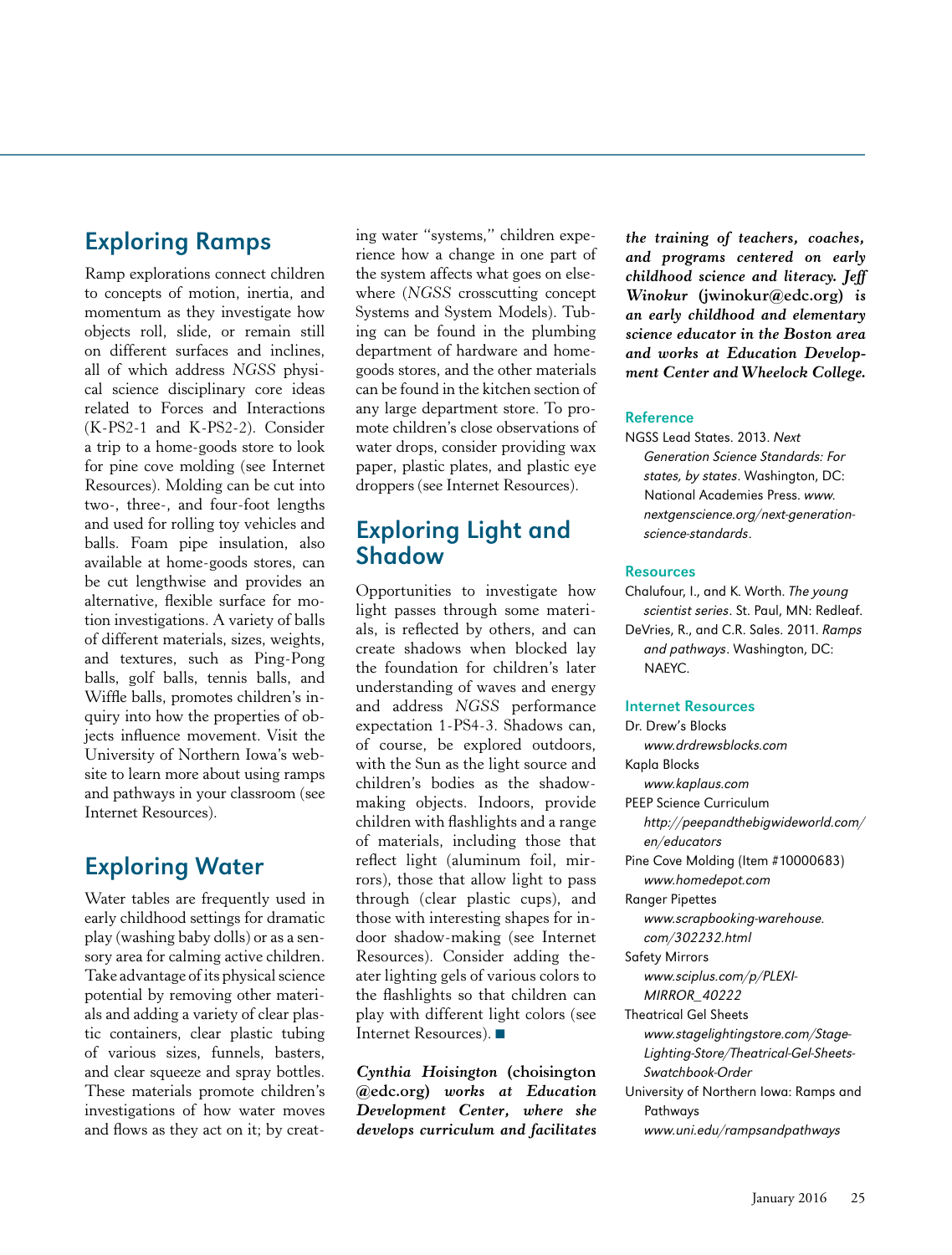## Exploring Ramps

Ramp explorations connect children to concepts of motion, inertia, and momentum as they investigate how objects roll, slide, or remain still on different surfaces and inclines, all of which address *NGSS* physical science disciplinary core ideas related to Forces and Interactions (K-PS2-1 and K-PS2-2). Consider a trip to a home-goods store to look for pine cove molding (see Internet Resources). Molding can be cut into two-, three-, and four-foot lengths and used for rolling toy vehicles and balls. Foam pipe insulation, also available at home-goods stores, can be cut lengthwise and provides an alternative, flexible surface for motion investigations. A variety of balls of different materials, sizes, weights, and textures, such as Ping-Pong balls, golf balls, tennis balls, and Wiffle balls, promotes children's inquiry into how the properties of objects influence movement. Visit the University of Northern Iowa's website to learn more about using ramps and pathways in your classroom (see Internet Resources).

## Exploring Water

Water tables are frequently used in early childhood settings for dramatic play (washing baby dolls) or as a sensory area for calming active children. Take advantage of its physical science potential by removing other materials and adding a variety of clear plastic containers, clear plastic tubing of various sizes, funnels, basters, and clear squeeze and spray bottles. These materials promote children's investigations of how water moves and flows as they act on it; by creating water "systems," children experience how a change in one part of the system affects what goes on elsewhere (*NGSS* crosscutting concept Systems and System Models). Tubing can be found in the plumbing department of hardware and home-goods stores, and the other materials can be found in the kitchen section of any large department store. To promote children's close observations of water drops, consider providing wax paper, plastic plates, and plastic eye droppers (see Internet Resources).

## Exploring Light and Shadow

Opportunities to investigate how light passes through some materials, is reflected by others, and can create shadows when blocked lay the foundation for children's later understanding of waves and energy and address *NGSS* performance expectation 1-PS4-3. Shadows can, of course, be explored outdoors, with the Sun as the light source and children's bodies as the shadow-making objects. Indoors, provide children with flashlights and a range of materials, including those that reflect light (aluminum foil, mirrors), those that allow light to pass through (clear plastic cups), and those with interesting shapes for indoor shadow-making (see Internet Resources). Consider adding theater lighting gels of various colors to the flashlights so that children can play with different light colors (see Internet Resources). ■

***Cynthia Hoisington* (choisington@edc.org) *works at Education Development Center, where she develops curriculum and facilitates the training of teachers, coaches, and programs centered on early childhood science and literacy. Jeff Winokur* (jwinokur@edc.org) *is an early childhood and elementary science educator in the Boston area and works at Education Development Center and Wheelock College.***

### Reference

NGSS Lead States. 2013. *Next Generation Science Standards: For states, by states*. Washington, DC: National Academies Press. *www.nextgenscience.org/next-generation-science-standards*.

### Resources

Chalufour, I., and K. Worth. *The young scientist series*. St. Paul, MN: Redleaf.

DeVries, R., and C.R. Sales. 2011. *Ramps and pathways*. Washington, DC: NAEYC.

### Internet Resources

Dr. Drew's Blocks
*www.drdrewsblocks.com*

Kapla Blocks
*www.kaplaus.com*

PEEP Science Curriculum
*http://peepandthebigwideworld.com/en/educators*

Pine Cove Molding (Item #10000683)
*www.homedepot.com*

Ranger Pipettes
*www.scrapbooking-warehouse.com/302232.html*

Safety Mirrors
*www.sciplus.com/p/PLEXI-MIRROR_40222*

Theatrical Gel Sheets
*www.stagelightingstore.com/Stage-Lighting-Store/Theatrical-Gel-Sheets-Swatchbook-Order*

University of Northern Iowa: Ramps and Pathways
*www.uni.edu/rampsandpathways*